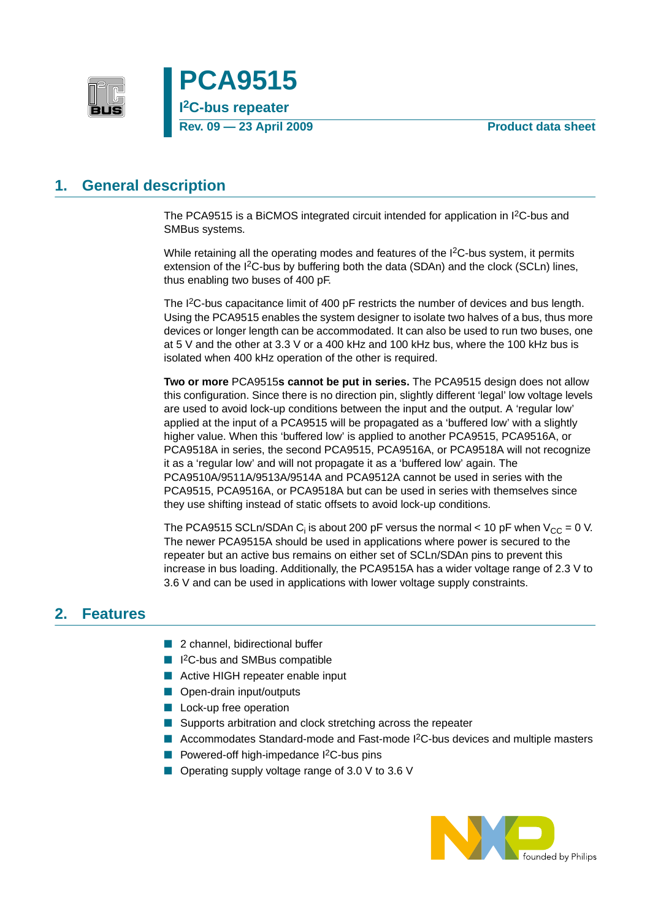# PCA9515

## $I^2C$-bus repeater

**Rev. 09 — 23 April 2009** **Product data sheet**

## 1. General description

The PCA9515 is a BiCMOS integrated circuit intended for application in $I^2C$-bus and SMBus systems.

While retaining all the operating modes and features of the $I^2C$-bus system, it permits extension of the $I^2C$-bus by buffering both the data (SDAn) and the clock (SCLn) lines, thus enabling two buses of 400 pF.

The $I^2C$-bus capacitance limit of 400 pF restricts the number of devices and bus length. Using the PCA9515 enables the system designer to isolate two halves of a bus, thus more devices or longer length can be accommodated. It can also be used to run two buses, one at 5 V and the other at 3.3 V or a 400 kHz and 100 kHz bus, where the 100 kHz bus is isolated when 400 kHz operation of the other is required.

**Two or more** PCA9515**s cannot be put in series.** The PCA9515 design does not allow this configuration. Since there is no direction pin, slightly different 'legal' low voltage levels are used to avoid lock-up conditions between the input and the output. A 'regular low' applied at the input of a PCA9515 will be propagated as a 'buffered low' with a slightly higher value. When this 'buffered low' is applied to another PCA9515, PCA9516A, or PCA9518A in series, the second PCA9515, PCA9516A, or PCA9518A will not recognize it as a 'regular low' and will not propagate it as a 'buffered low' again. The PCA9510A/9511A/9513A/9514A and PCA9512A cannot be used in series with the PCA9515, PCA9516A, or PCA9518A but can be used in series with themselves since they use shifting instead of static offsets to avoid lock-up conditions.

The PCA9515 SCLn/SDAn $C_i$ is about 200 pF versus the normal < 10 pF when $V_{CC}$ = 0 V. The newer PCA9515A should be used in applications where power is secured to the repeater but an active bus remains on either set of SCLn/SDAn pins to prevent this increase in bus loading. Additionally, the PCA9515A has a wider voltage range of 2.3 V to 3.6 V and can be used in applications with lower voltage supply constraints.

## 2. Features

- 2 channel, bidirectional buffer
- $I^2C$-bus and SMBus compatible
- Active HIGH repeater enable input
- Open-drain input/outputs
- Lock-up free operation
- Supports arbitration and clock stretching across the repeater
- Accommodates Standard-mode and Fast-mode $I^2C$-bus devices and multiple masters
- Powered-off high-impedance $I^2C$-bus pins
- Operating supply voltage range of 3.0 V to 3.6 V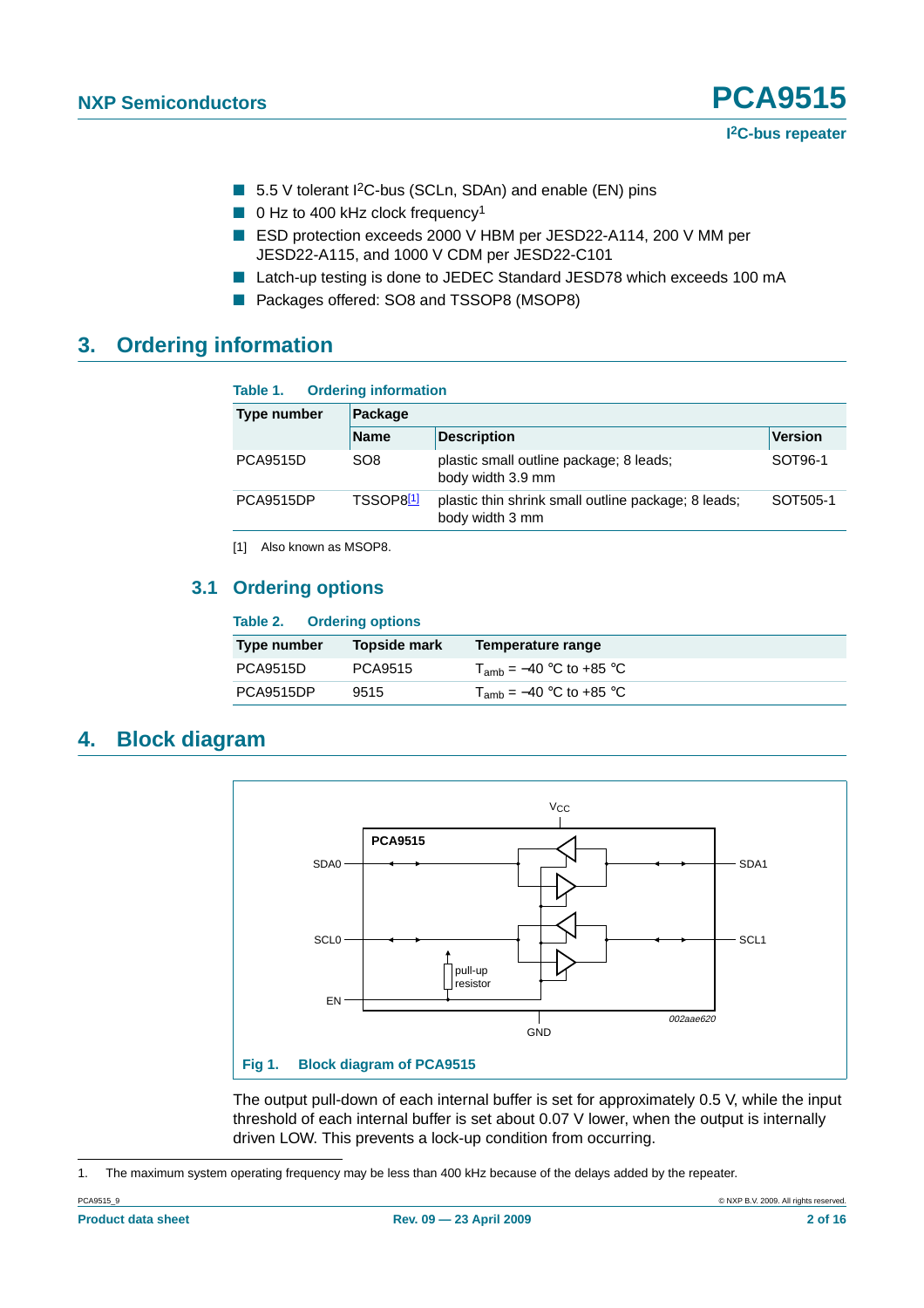- 5.5 V tolerant I²C-bus (SCLn, SDAn) and enable (EN) pins
- 0 Hz to 400 kHz clock frequency[1]
- ESD protection exceeds 2000 V HBM per JESD22-A114, 200 V MM per JESD22-A115, and 1000 V CDM per JESD22-C101
- Latch-up testing is done to JEDEC Standard JESD78 which exceeds 100 mA
- Packages offered: SO8 and TSSOP8 (MSOP8)

# 3. Ordering information

**Table 1. Ordering information**

| Type number | Package | | |
|---|---|---|---|
| | Name | Description | Version |
| PCA9515D | SO8 | plastic small outline package; 8 leads; body width 3.9 mm | SOT96-1 |
| PCA9515DP | TSSOP8[1] | plastic thin shrink small outline package; 8 leads; body width 3 mm | SOT505-1 |

[1] Also known as MSOP8.

## 3.1 Ordering options

**Table 2. Ordering options**

| Type number | Topside mark | Temperature range |
|---|---|---|
| PCA9515D | PCA9515 | $T_{amb}$ = −40 °C to +85 °C |
| PCA9515DP | 9515 | $T_{amb}$ = −40 °C to +85 °C |

# 4. Block diagram

Fig 1. Block diagram of PCA9515

The output pull-down of each internal buffer is set for approximately 0.5 V, while the input threshold of each internal buffer is set about 0.07 V lower, when the output is internally driven LOW. This prevents a lock-up condition from occurring.

1. The maximum system operating frequency may be less than 400 kHz because of the delays added by the repeater.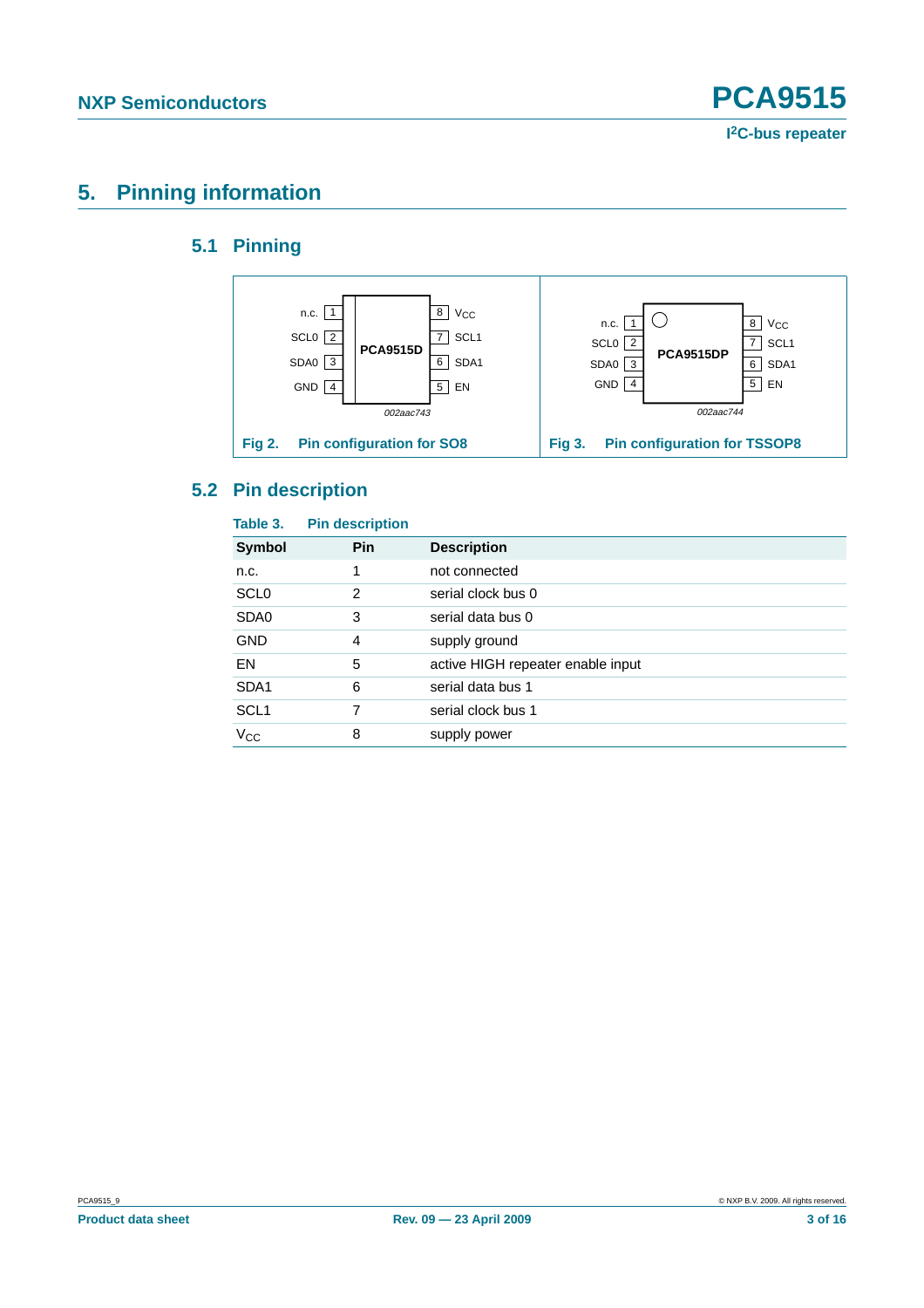# 5. Pinning information

## 5.1 Pinning

Fig 2. Pin configuration for SO8

Fig 3. Pin configuration for TSSOP8

## 5.2 Pin description

**Table 3. Pin description**

| Symbol | Pin | Description |
|---|---|---|
| n.c. | 1 | not connected |
| SCL0 | 2 | serial clock bus 0 |
| SDA0 | 3 | serial data bus 0 |
| GND | 4 | supply ground |
| EN | 5 | active HIGH repeater enable input |
| SDA1 | 6 | serial data bus 1 |
| SCL1 | 7 | serial clock bus 1 |
| $V_{CC}$ | 8 | supply power |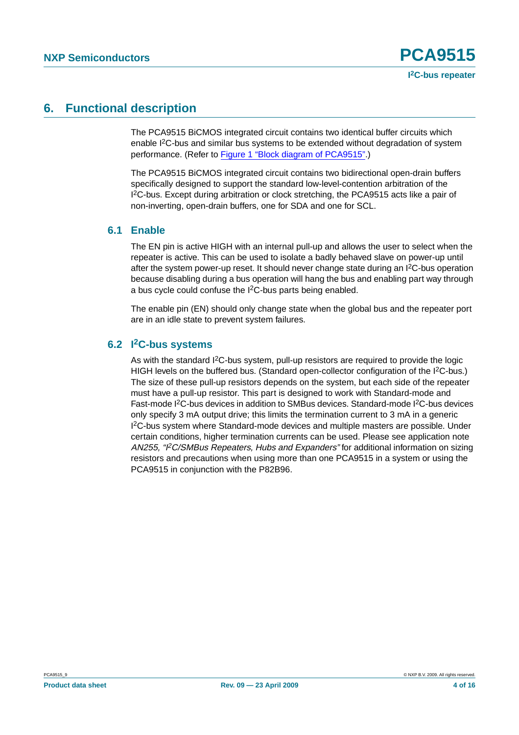## 6. Functional description

The PCA9515 BiCMOS integrated circuit contains two identical buffer circuits which enable I$^2$C-bus and similar bus systems to be extended without degradation of system performance. (Refer to Figure 1 “Block diagram of PCA9515”.)

The PCA9515 BiCMOS integrated circuit contains two bidirectional open-drain buffers specifically designed to support the standard low-level-contention arbitration of the I$^2$C-bus. Except during arbitration or clock stretching, the PCA9515 acts like a pair of non-inverting, open-drain buffers, one for SDA and one for SCL.

### 6.1 Enable

The EN pin is active HIGH with an internal pull-up and allows the user to select when the repeater is active. This can be used to isolate a badly behaved slave on power-up until after the system power-up reset. It should never change state during an I$^2$C-bus operation because disabling during a bus operation will hang the bus and enabling part way through a bus cycle could confuse the I$^2$C-bus parts being enabled.

The enable pin (EN) should only change state when the global bus and the repeater port are in an idle state to prevent system failures.

### 6.2 I$^2$C-bus systems

As with the standard I$^2$C-bus system, pull-up resistors are required to provide the logic HIGH levels on the buffered bus. (Standard open-collector configuration of the I$^2$C-bus.) The size of these pull-up resistors depends on the system, but each side of the repeater must have a pull-up resistor. This part is designed to work with Standard-mode and Fast-mode I$^2$C-bus devices in addition to SMBus devices. Standard-mode I$^2$C-bus devices only specify 3 mA output drive; this limits the termination current to 3 mA in a generic I$^2$C-bus system where Standard-mode devices and multiple masters are possible. Under certain conditions, higher termination currents can be used. Please see application note *AN255, “I$^2$C/SMBus Repeaters, Hubs and Expanders”* for additional information on sizing resistors and precautions when using more than one PCA9515 in a system or using the PCA9515 in conjunction with the P82B96.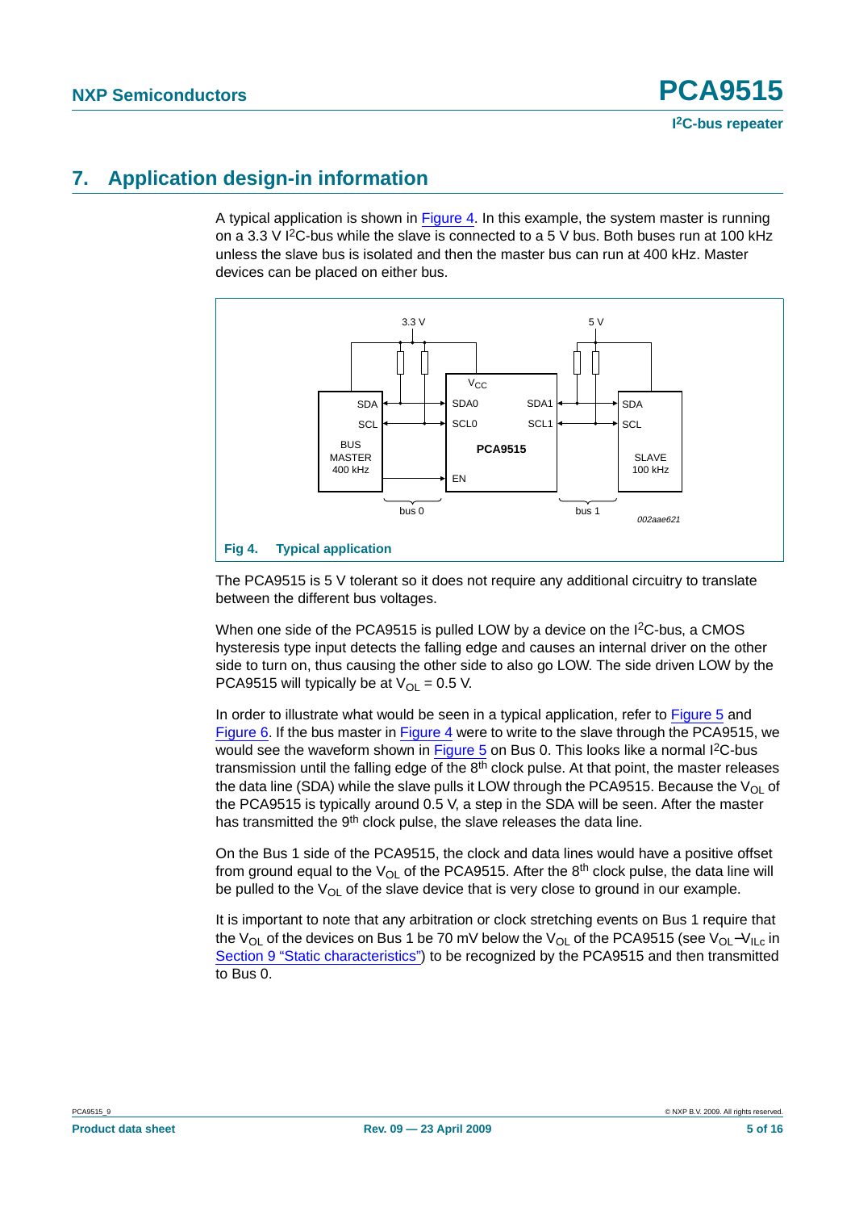## 7. Application design-in information

A typical application is shown in Figure 4. In this example, the system master is running on a 3.3 V $I^2C$-bus while the slave is connected to a 5 V bus. Both buses run at 100 kHz unless the slave bus is isolated and then the master bus can run at 400 kHz. Master devices can be placed on either bus.

**Fig 4. Typical application**

The PCA9515 is 5 V tolerant so it does not require any additional circuitry to translate between the different bus voltages.

When one side of the PCA9515 is pulled LOW by a device on the $I^2C$-bus, a CMOS hysteresis type input detects the falling edge and causes an internal driver on the other side to turn on, thus causing the other side to also go LOW. The side driven LOW by the PCA9515 will typically be at $V_{OL} = 0.5$ V.

In order to illustrate what would be seen in a typical application, refer to Figure 5 and Figure 6. If the bus master in Figure 4 were to write to the slave through the PCA9515, we would see the waveform shown in Figure 5 on Bus 0. This looks like a normal $I^2C$-bus transmission until the falling edge of the 8th clock pulse. At that point, the master releases the data line (SDA) while the slave pulls it LOW through the PCA9515. Because the $V_{OL}$ of the PCA9515 is typically around 0.5 V, a step in the SDA will be seen. After the master has transmitted the 9th clock pulse, the slave releases the data line.

On the Bus 1 side of the PCA9515, the clock and data lines would have a positive offset from ground equal to the $V_{OL}$ of the PCA9515. After the 8th clock pulse, the data line will be pulled to the $V_{OL}$ of the slave device that is very close to ground in our example.

It is important to note that any arbitration or clock stretching events on Bus 1 require that the $V_{OL}$ of the devices on Bus 1 be 70 mV below the $V_{OL}$ of the PCA9515 (see $V_{OL}-V_{ILc}$ in Section 9 "Static characteristics") to be recognized by the PCA9515 and then transmitted to Bus 0.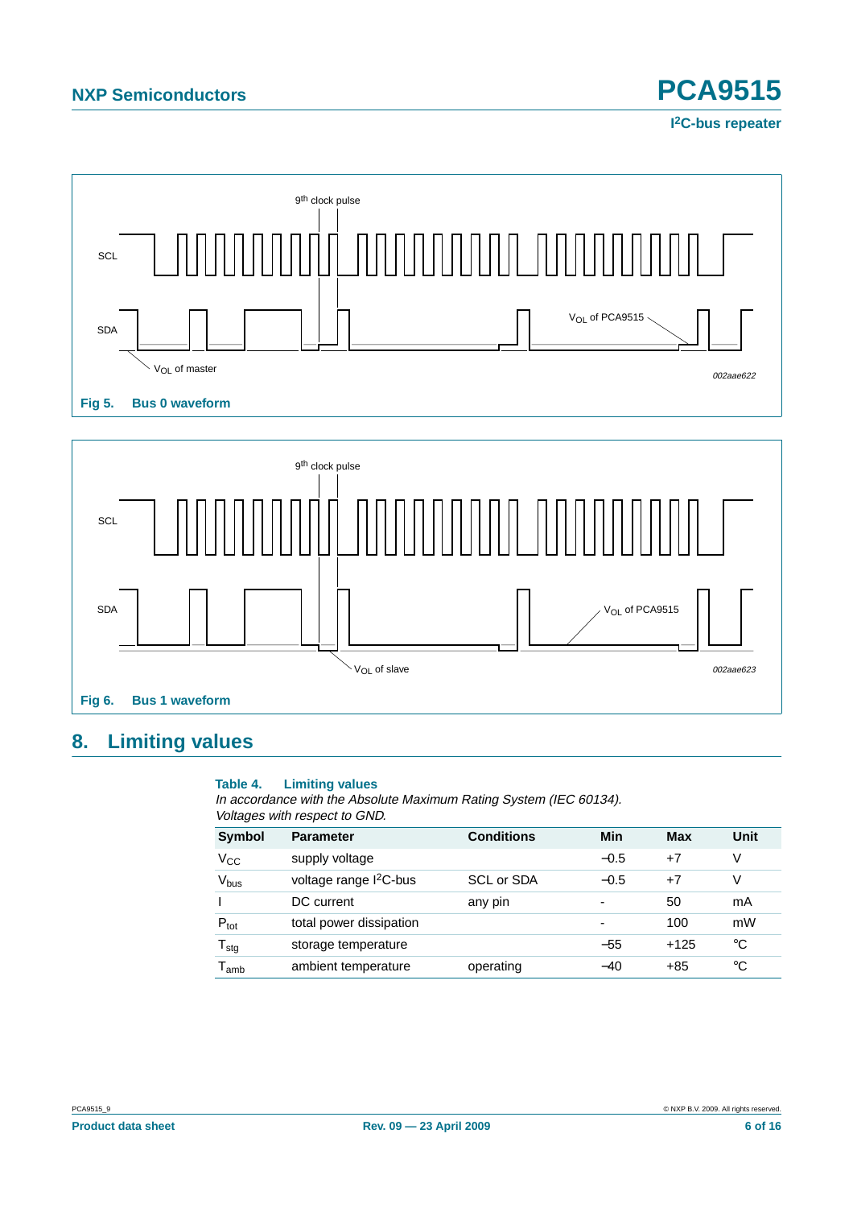Fig 5. Bus 0 waveform

Fig 6. Bus 1 waveform

## 8. Limiting values

**Table 4. Limiting values**

*In accordance with the Absolute Maximum Rating System (IEC 60134). Voltages with respect to GND.*

| Symbol | Parameter | Conditions | Min | Max | Unit |
|---|---|---|---|---|---|
| $V_{CC}$ | supply voltage | | −0.5 | +7 | V |
| $V_{bus}$ | voltage range $I^2C$-bus | SCL or SDA | −0.5 | +7 | V |
| I | DC current | any pin | - | 50 | mA |
| $P_{tot}$ | total power dissipation | | - | 100 | mW |
| $T_{stg}$ | storage temperature | | −55 | +125 | °C |
| $T_{amb}$ | ambient temperature | operating | −40 | +85 | °C |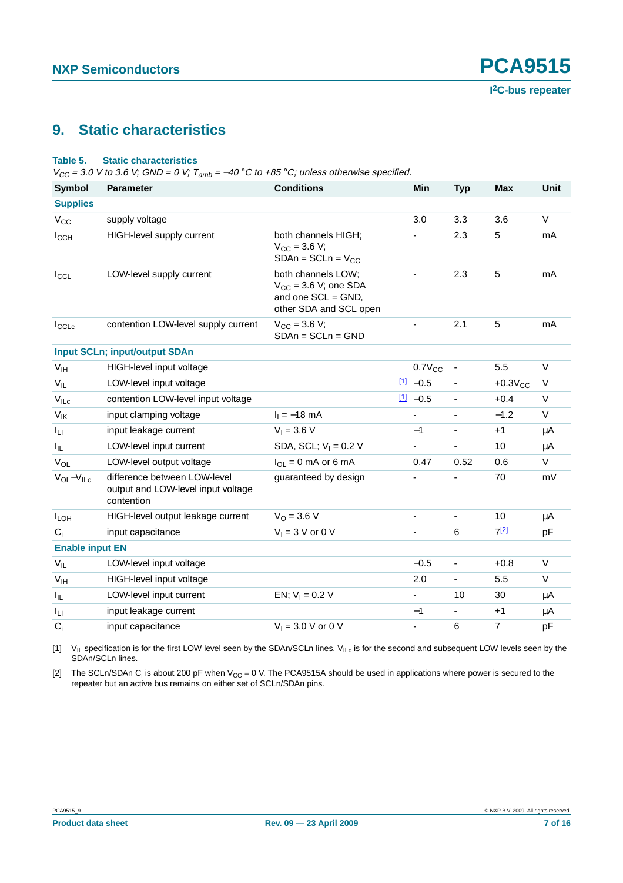## 9. Static characteristics

**Table 5. Static characteristics**

*$V_{CC}$ = 3.0 V to 3.6 V; GND = 0 V; $T_{amb}$ = −40 °C to +85 °C; unless otherwise specified.*

| Symbol | Parameter | Conditions | | Min | Typ | Max | Unit |
|---|---|---|---|---|---|---|---|
| **Supplies** | | | | | | | |
| $V_{CC}$ | supply voltage | | | 3.0 | 3.3 | 3.6 | V |
| $I_{CCH}$ | HIGH-level supply current | both channels HIGH; $V_{CC}$ = 3.6 V; SDAn = SCLn = $V_{CC}$ | | - | 2.3 | 5 | mA |
| $I_{CCL}$ | LOW-level supply current | both channels LOW; $V_{CC}$ = 3.6 V; one SDA and one SCL = GND, other SDA and SCL open | | - | 2.3 | 5 | mA |
| $I_{CCLc}$ | contention LOW-level supply current | $V_{CC}$ = 3.6 V; SDAn = SCLn = GND | | - | 2.1 | 5 | mA |
| **Input SCLn; input/output SDAn** | | | | | | | |
| $V_{IH}$ | HIGH-level input voltage | | | 0.7$V_{CC}$ | - | 5.5 | V |
| $V_{IL}$ | LOW-level input voltage | | [1] | −0.5 | - | +0.3$V_{CC}$ | V |
| $V_{ILc}$ | contention LOW-level input voltage | | [1] | −0.5 | - | +0.4 | V |
| $V_{IK}$ | input clamping voltage | $I_I$ = −18 mA | | - | - | −1.2 | V |
| $I_{LI}$ | input leakage current | $V_I$ = 3.6 V | | −1 | - | +1 | μA |
| $I_{IL}$ | LOW-level input current | SDA, SCL; $V_I$ = 0.2 V | | - | - | 10 | μA |
| $V_{OL}$ | LOW-level output voltage | $I_{OL}$ = 0 mA or 6 mA | | 0.47 | 0.52 | 0.6 | V |
| $V_{OL}$−$V_{ILc}$ | difference between LOW-level output and LOW-level input voltage contention | guaranteed by design | | - | - | 70 | mV |
| $I_{LOH}$ | HIGH-level output leakage current | $V_O$ = 3.6 V | | - | - | 10 | μA |
| $C_i$ | input capacitance | $V_I$ = 3 V or 0 V | | - | 6 | 7[2] | pF |
| **Enable input EN** | | | | | | | |
| $V_{IL}$ | LOW-level input voltage | | | −0.5 | - | +0.8 | V |
| $V_{IH}$ | HIGH-level input voltage | | | 2.0 | - | 5.5 | V |
| $I_{IL}$ | LOW-level input current | EN; $V_I$ = 0.2 V | | - | 10 | 30 | μA |
| $I_{LI}$ | input leakage current | | | −1 | - | +1 | μA |
| $C_i$ | input capacitance | $V_I$ = 3.0 V or 0 V | | - | 6 | 7 | pF |

[1] $V_{IL}$ specification is for the first LOW level seen by the SDAn/SCLn lines. $V_{ILc}$ is for the second and subsequent LOW levels seen by the SDAn/SCLn lines.

[2] The SCLn/SDAn $C_i$ is about 200 pF when $V_{CC}$ = 0 V. The PCA9515A should be used in applications where power is secured to the repeater but an active bus remains on either set of SCLn/SDAn pins.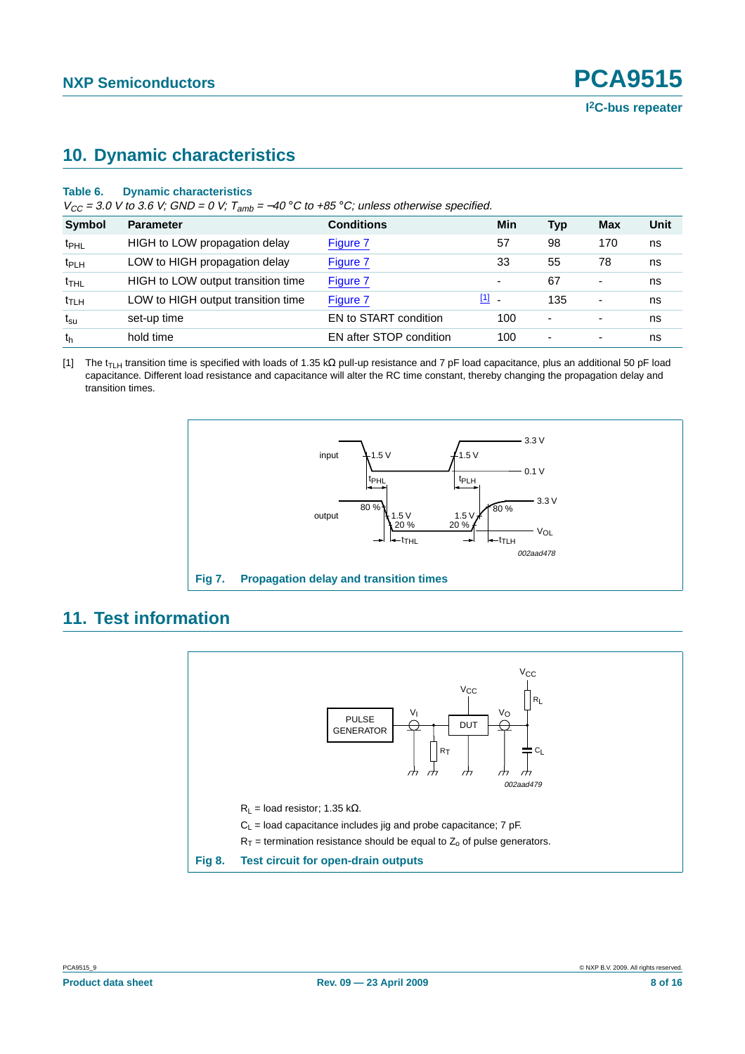## 10. Dynamic characteristics

**Table 6. Dynamic characteristics**

*$V_{CC}$ = 3.0 V to 3.6 V; GND = 0 V; $T_{amb}$ = −40 °C to +85 °C; unless otherwise specified.*

| Symbol | Parameter | Conditions | Min | Typ | Max | Unit |
|---|---|---|---|---|---|---|
| $t_{PHL}$ | HIGH to LOW propagation delay | Figure 7 | 57 | 98 | 170 | ns |
| $t_{PLH}$ | LOW to HIGH propagation delay | Figure 7 | 33 | 55 | 78 | ns |
| $t_{THL}$ | HIGH to LOW output transition time | Figure 7 | - | 67 | - | ns |
| $t_{TLH}$ | LOW to HIGH output transition time | Figure 7 [1] | - | 135 | - | ns |
| $t_{su}$ | set-up time | EN to START condition | 100 | - | - | ns |
| $t_h$ | hold time | EN after STOP condition | 100 | - | - | ns |

[1] The $t_{TLH}$ transition time is specified with loads of 1.35 kΩ pull-up resistance and 7 pF load capacitance, plus an additional 50 pF load capacitance. Different load resistance and capacitance will alter the RC time constant, thereby changing the propagation delay and transition times.

**Fig 7. Propagation delay and transition times**

## 11. Test information

$R_L$ = load resistor; 1.35 kΩ.

$C_L$ = load capacitance includes jig and probe capacitance; 7 pF.

$R_T$ = termination resistance should be equal to $Z_o$ of pulse generators.

**Fig 8. Test circuit for open-drain outputs**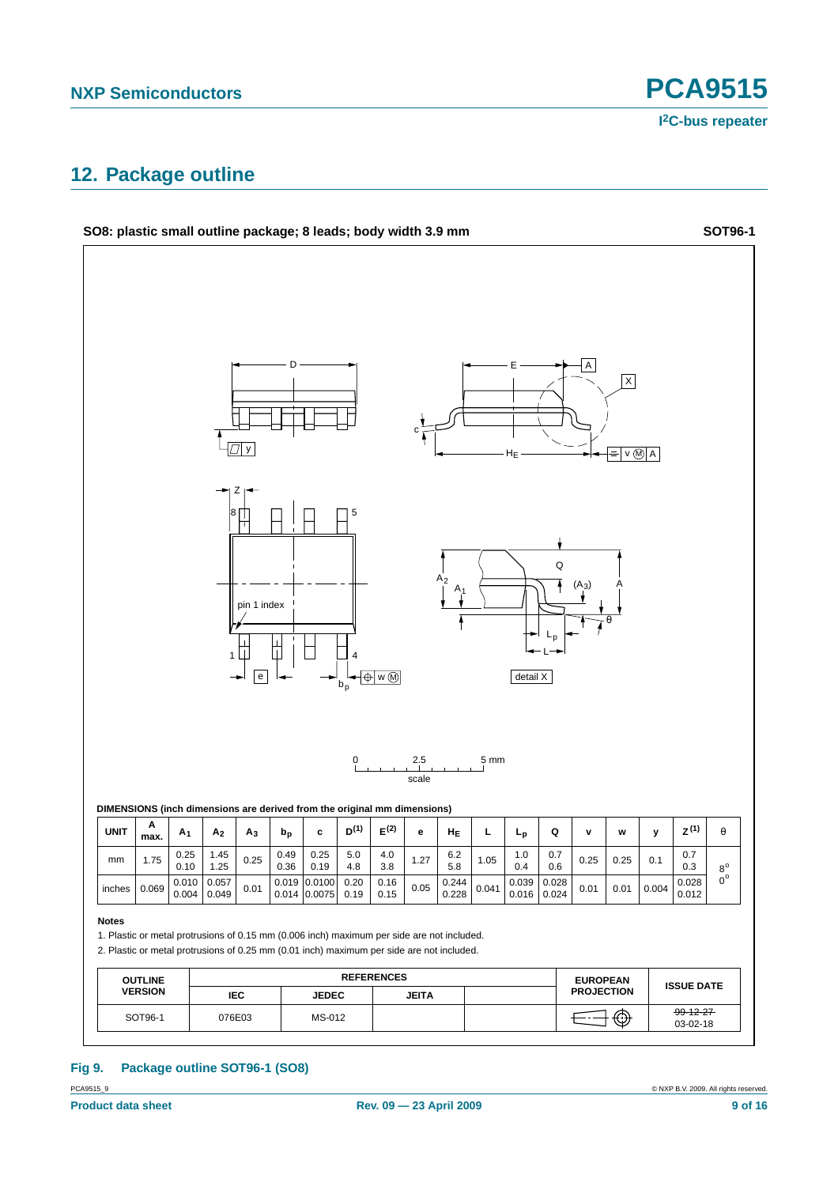## 12. Package outline

**SO8: plastic small outline package; 8 leads; body width 3.9 mm** **SOT96-1**

DIMENSIONS (inch dimensions are derived from the original mm dimensions)

| UNIT | A max. | $A_1$ | $A_2$ | $A_3$ | $b_p$ | c | $D^{(1)}$ | $E^{(2)}$ | e | $H_E$ | L | $L_p$ | Q | v | w | y | $Z^{(1)}$ | θ |
|---|---|---|---|---|---|---|---|---|---|---|---|---|---|---|---|---|---|---|
| mm | 1.75 | 0.25 0.10 | 1.45 1.25 | 0.25 | 0.49 0.36 | 0.25 0.19 | 5.0 4.8 | 4.0 3.8 | 1.27 | 6.2 5.8 | 1.05 | 1.0 0.4 | 0.7 0.6 | 0.25 | 0.25 | 0.1 | 0.7 0.3 | 8° 0° |
| inches | 0.069 | 0.010 0.004 | 0.057 0.049 | 0.01 | 0.019 0.014 | 0.0100 0.0075 | 0.20 0.19 | 0.16 0.15 | 0.05 | 0.244 0.228 | 0.041 | 0.039 0.016 | 0.028 0.024 | 0.01 | 0.01 | 0.004 | 0.028 0.012 | |

**Notes**

1. Plastic or metal protrusions of 0.15 mm (0.006 inch) maximum per side are not included.
2. Plastic or metal protrusions of 0.25 mm (0.01 inch) maximum per side are not included.

| OUTLINE VERSION | REFERENCES | | | | EUROPEAN PROJECTION | ISSUE DATE |
|---|---|---|---|---|---|---|
| | IEC | JEDEC | JEITA | | | |
| SOT96-1 | 076E03 | MS-012 | | | | ~~99-12-27~~ 03-02-18 |

**Fig 9. Package outline SOT96-1 (SO8)**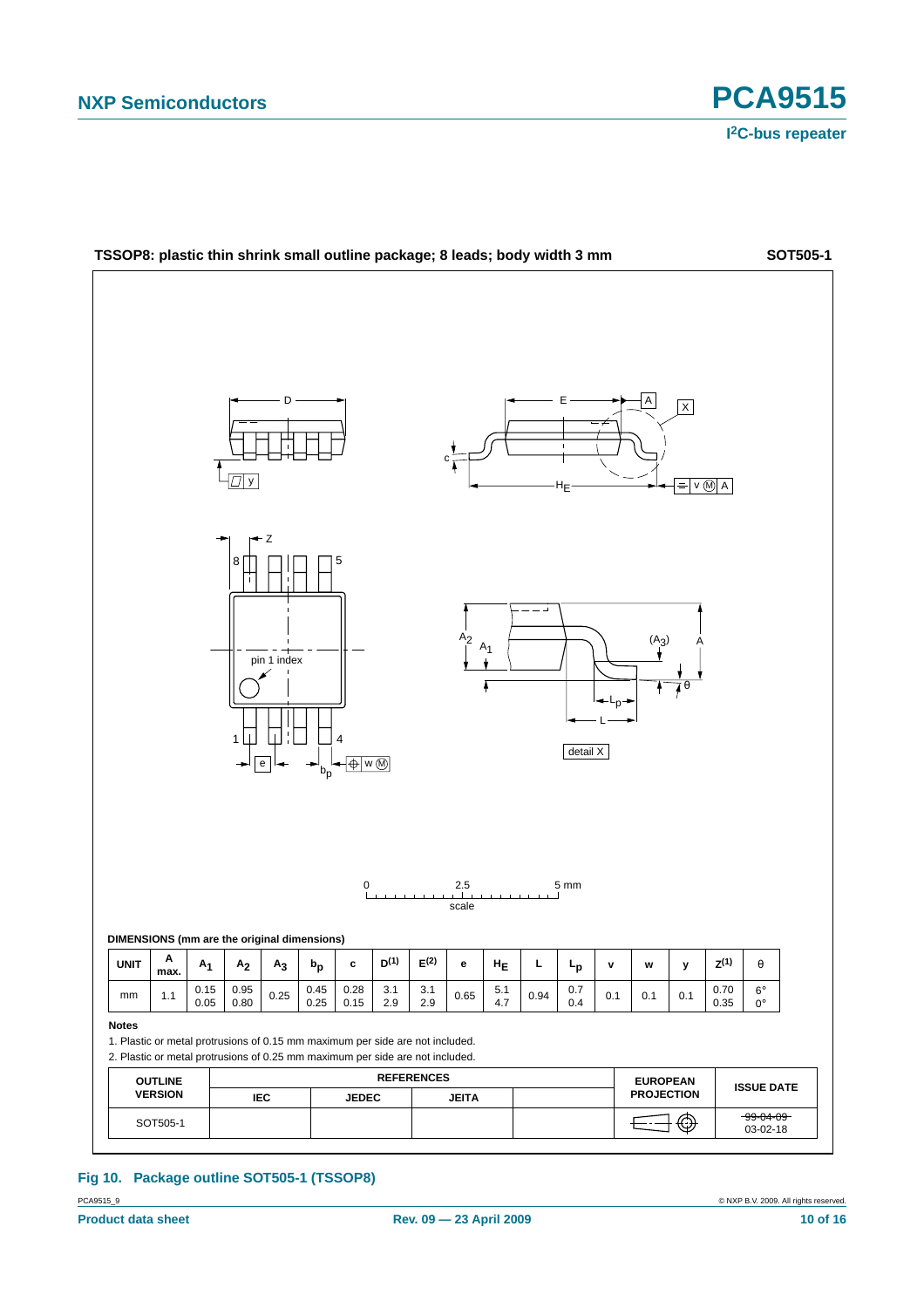## TSSOP8: plastic thin shrink small outline package; 8 leads; body width 3 mm

**SOT505-1**

0 2.5 5 mm
scale

**DIMENSIONS (mm are the original dimensions)**

| UNIT | A max. | $A_1$ | $A_2$ | $A_3$ | $b_p$ | c | $D^{(1)}$ | $E^{(2)}$ | e | $H_E$ | L | $L_p$ | v | w | y | $Z^{(1)}$ | θ |
|---|---|---|---|---|---|---|---|---|---|---|---|---|---|---|---|---|---|
| mm | 1.1 | 0.15<br>0.05 | 0.95<br>0.80 | 0.25 | 0.45<br>0.25 | 0.28<br>0.15 | 3.1<br>2.9 | 3.1<br>2.9 | 0.65 | 5.1<br>4.7 | 0.94 | 0.7<br>0.4 | 0.1 | 0.1 | 0.1 | 0.70<br>0.35 | 6°<br>0° |

**Notes**

1. Plastic or metal protrusions of 0.15 mm maximum per side are not included.
2. Plastic or metal protrusions of 0.25 mm maximum per side are not included.

| OUTLINE VERSION | REFERENCES | | | | EUROPEAN PROJECTION | ISSUE DATE |
|---|---|---|---|---|---|---|
| | IEC | JEDEC | JEITA | | | |
| SOT505-1 | | | | | | ~~99-04-09~~<br>03-02-18 |

**Fig 10. Package outline SOT505-1 (TSSOP8)**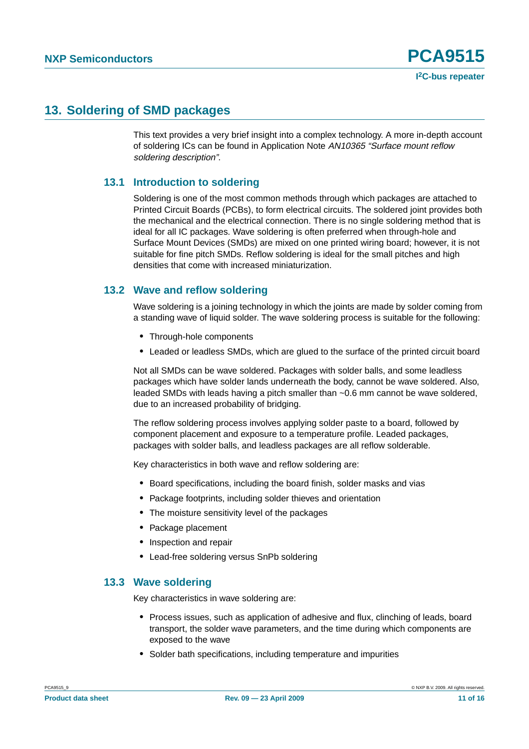## 13. Soldering of SMD packages

This text provides a very brief insight into a complex technology. A more in-depth account of soldering ICs can be found in Application Note *AN10365 “Surface mount reflow soldering description”*.

### 13.1 Introduction to soldering

Soldering is one of the most common methods through which packages are attached to Printed Circuit Boards (PCBs), to form electrical circuits. The soldered joint provides both the mechanical and the electrical connection. There is no single soldering method that is ideal for all IC packages. Wave soldering is often preferred when through-hole and Surface Mount Devices (SMDs) are mixed on one printed wiring board; however, it is not suitable for fine pitch SMDs. Reflow soldering is ideal for the small pitches and high densities that come with increased miniaturization.

### 13.2 Wave and reflow soldering

Wave soldering is a joining technology in which the joints are made by solder coming from a standing wave of liquid solder. The wave soldering process is suitable for the following:

- Through-hole components
- Leaded or leadless SMDs, which are glued to the surface of the printed circuit board

Not all SMDs can be wave soldered. Packages with solder balls, and some leadless packages which have solder lands underneath the body, cannot be wave soldered. Also, leaded SMDs with leads having a pitch smaller than ~0.6 mm cannot be wave soldered, due to an increased probability of bridging.

The reflow soldering process involves applying solder paste to a board, followed by component placement and exposure to a temperature profile. Leaded packages, packages with solder balls, and leadless packages are all reflow solderable.

Key characteristics in both wave and reflow soldering are:

- Board specifications, including the board finish, solder masks and vias
- Package footprints, including solder thieves and orientation
- The moisture sensitivity level of the packages
- Package placement
- Inspection and repair
- Lead-free soldering versus SnPb soldering

### 13.3 Wave soldering

Key characteristics in wave soldering are:

- Process issues, such as application of adhesive and flux, clinching of leads, board transport, the solder wave parameters, and the time during which components are exposed to the wave
- Solder bath specifications, including temperature and impurities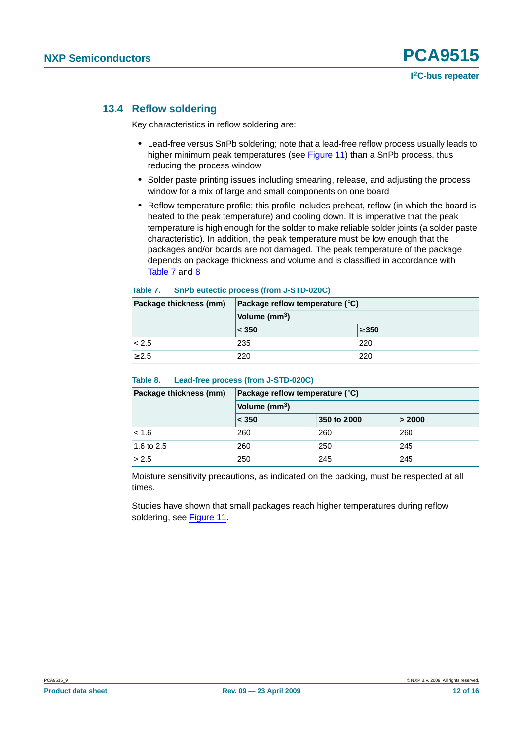### 13.4 Reflow soldering

Key characteristics in reflow soldering are:

- Lead-free versus SnPb soldering; note that a lead-free reflow process usually leads to higher minimum peak temperatures (see Figure 11) than a SnPb process, thus reducing the process window
- Solder paste printing issues including smearing, release, and adjusting the process window for a mix of large and small components on one board
- Reflow temperature profile; this profile includes preheat, reflow (in which the board is heated to the peak temperature) and cooling down. It is imperative that the peak temperature is high enough for the solder to make reliable solder joints (a solder paste characteristic). In addition, the peak temperature must be low enough that the packages and/or boards are not damaged. The peak temperature of the package depends on package thickness and volume and is classified in accordance with Table 7 and 8

**Table 7. SnPb eutectic process (from J-STD-020C)**

| Package thickness (mm) | Package reflow temperature (°C) | |
|---|---|---|
| | Volume ($mm^3$) | |
| | < 350 | ≥350 |
| < 2.5 | 235 | 220 |
| ≥2.5 | 220 | 220 |

**Table 8. Lead-free process (from J-STD-020C)**

| Package thickness (mm) | Package reflow temperature (°C) | | |
|---|---|---|---|
| | Volume ($mm^3$) | | |
| | < 350 | 350 to 2000 | > 2000 |
| < 1.6 | 260 | 260 | 260 |
| 1.6 to 2.5 | 260 | 250 | 245 |
| > 2.5 | 250 | 245 | 245 |

Moisture sensitivity precautions, as indicated on the packing, must be respected at all times.

Studies have shown that small packages reach higher temperatures during reflow soldering, see Figure 11.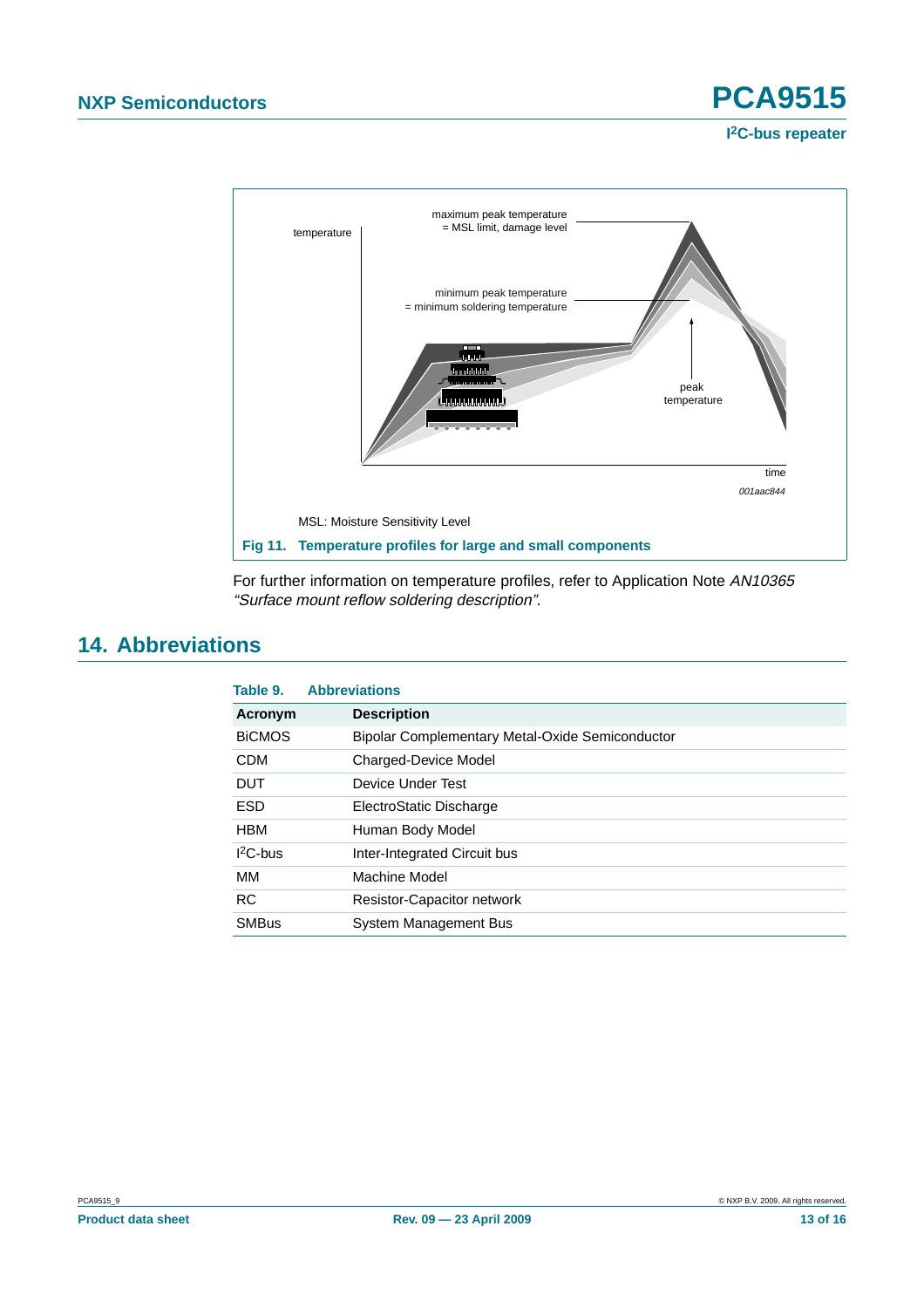temperature

maximum peak temperature
= MSL limit, damage level

minimum peak temperature
= minimum soldering temperature

peak
temperature

time

001aac844

MSL: Moisture Sensitivity Level

**Fig 11. Temperature profiles for large and small components**

For further information on temperature profiles, refer to Application Note *AN10365 "Surface mount reflow soldering description"*.

## 14. Abbreviations

**Table 9. Abbreviations**

| Acronym | Description |
|---|---|
| BiCMOS | Bipolar Complementary Metal-Oxide Semiconductor |
| CDM | Charged-Device Model |
| DUT | Device Under Test |
| ESD | ElectroStatic Discharge |
| HBM | Human Body Model |
| $I^2C$-bus | Inter-Integrated Circuit bus |
| MM | Machine Model |
| RC | Resistor-Capacitor network |
| SMBus | System Management Bus |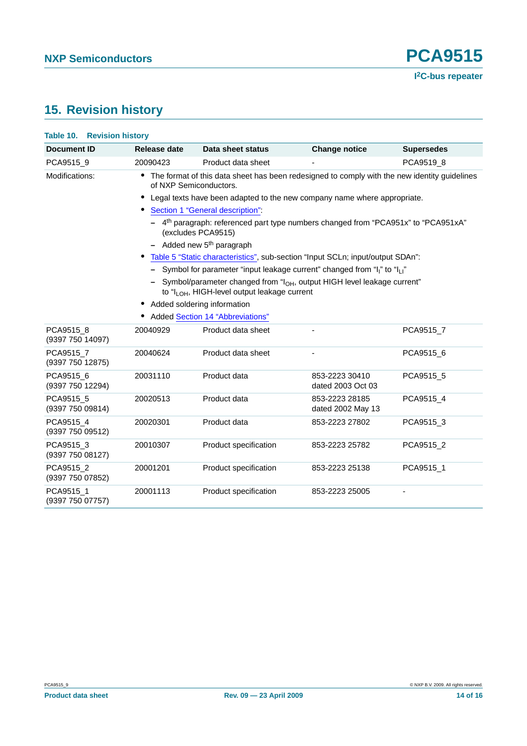## 15. Revision history

**Table 10. Revision history**

| Document ID | Release date | Data sheet status | Change notice | Supersedes |
|---|---|---|---|---|
| PCA9515_9 | 20090423 | Product data sheet | - | PCA9519_8 |
| Modifications: | • The format of this data sheet has been redesigned to comply with the new identity guidelines of NXP Semiconductors. • Legal texts have been adapted to the new company name where appropriate. • Section 1 "General description": – 4th paragraph: referenced part type numbers changed from "PCA951x" to "PCA951xA" (excludes PCA9515) – Added new 5th paragraph • Table 5 "Static characteristics", sub-section "Input SCLn; input/output SDAn": – Symbol for parameter "input leakage current" changed from "$I_I$" to "$I_{LI}$" – Symbol/parameter changed from "$I_{OH}$, output HIGH level leakage current" to "$I_{LOH}$, HIGH-level output leakage current • Added soldering information • Added Section 14 "Abbreviations" | | | |
| PCA9515_8 (9397 750 14097) | 20040929 | Product data sheet | - | PCA9515_7 |
| PCA9515_7 (9397 750 12875) | 20040624 | Product data sheet | - | PCA9515_6 |
| PCA9515_6 (9397 750 12294) | 20031110 | Product data | 853-2223 30410 dated 2003 Oct 03 | PCA9515_5 |
| PCA9515_5 (9397 750 09814) | 20020513 | Product data | 853-2223 28185 dated 2002 May 13 | PCA9515_4 |
| PCA9515_4 (9397 750 09512) | 20020301 | Product data | 853-2223 27802 | PCA9515_3 |
| PCA9515_3 (9397 750 08127) | 20010307 | Product specification | 853-2223 25782 | PCA9515_2 |
| PCA9515_2 (9397 750 07852) | 20001201 | Product specification | 853-2223 25138 | PCA9515_1 |
| PCA9515_1 (9397 750 07757) | 20001113 | Product specification | 853-2223 25005 | - |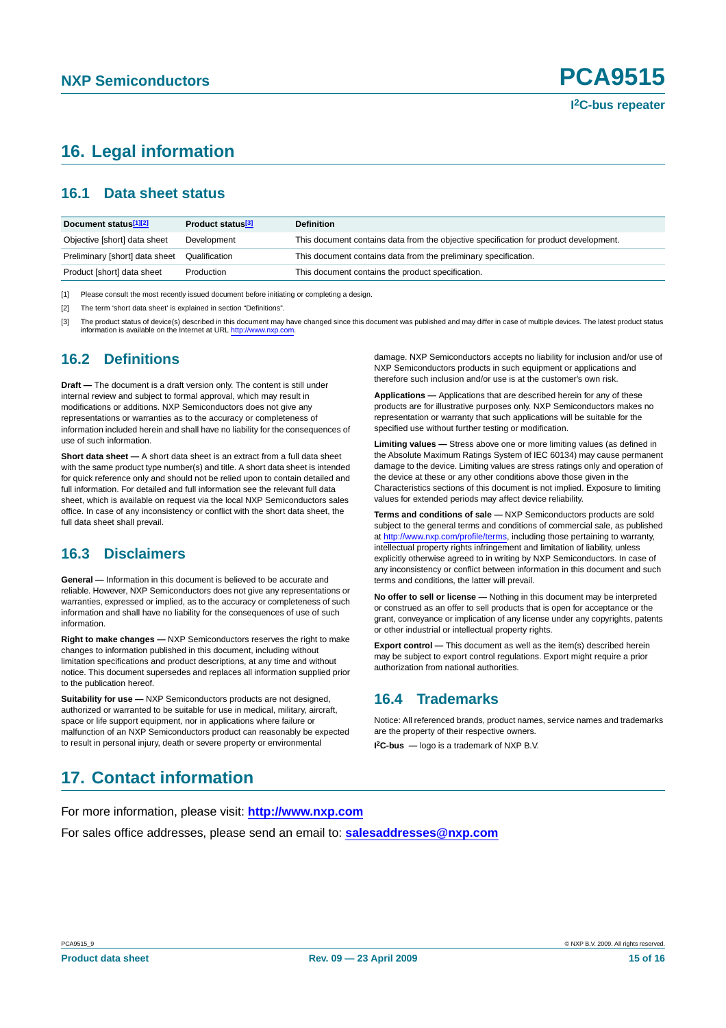# 16. Legal information

## 16.1 Data sheet status

| Document status[1][2] | Product status[3] | Definition |
|---|---|---|
| Objective [short] data sheet | Development | This document contains data from the objective specification for product development. |
| Preliminary [short] data sheet | Qualification | This document contains data from the preliminary specification. |
| Product [short] data sheet | Production | This document contains the product specification. |

[1] Please consult the most recently issued document before initiating or completing a design.

[2] The term 'short data sheet' is explained in section "Definitions".

[3] The product status of device(s) described in this document may have changed since this document was published and may differ in case of multiple devices. The latest product status information is available on the Internet at URL http://www.nxp.com.

## 16.2 Definitions

**Draft —** The document is a draft version only. The content is still under internal review and subject to formal approval, which may result in modifications or additions. NXP Semiconductors does not give any representations or warranties as to the accuracy or completeness of information included herein and shall have no liability for the consequences of use of such information.

**Short data sheet —** A short data sheet is an extract from a full data sheet with the same product type number(s) and title. A short data sheet is intended for quick reference only and should not be relied upon to contain detailed and full information. For detailed and full information see the relevant full data sheet, which is available on request via the local NXP Semiconductors sales office. In case of any inconsistency or conflict with the short data sheet, the full data sheet shall prevail.

## 16.3 Disclaimers

**General —** Information in this document is believed to be accurate and reliable. However, NXP Semiconductors does not give any representations or warranties, expressed or implied, as to the accuracy or completeness of such information and shall have no liability for the consequences of use of such information.

**Right to make changes —** NXP Semiconductors reserves the right to make changes to information published in this document, including without limitation specifications and product descriptions, at any time and without notice. This document supersedes and replaces all information supplied prior to the publication hereof.

**Suitability for use —** NXP Semiconductors products are not designed, authorized or warranted to be suitable for use in medical, military, aircraft, space or life support equipment, nor in applications where failure or malfunction of an NXP Semiconductors product can reasonably be expected to result in personal injury, death or severe property or environmental damage. NXP Semiconductors accepts no liability for inclusion and/or use of NXP Semiconductors products in such equipment or applications and therefore such inclusion and/or use is at the customer's own risk.

**Applications —** Applications that are described herein for any of these products are for illustrative purposes only. NXP Semiconductors makes no representation or warranty that such applications will be suitable for the specified use without further testing or modification.

**Limiting values —** Stress above one or more limiting values (as defined in the Absolute Maximum Ratings System of IEC 60134) may cause permanent damage to the device. Limiting values are stress ratings only and operation of the device at these or any other conditions above those given in the Characteristics sections of this document is not implied. Exposure to limiting values for extended periods may affect device reliability.

**Terms and conditions of sale —** NXP Semiconductors products are sold subject to the general terms and conditions of commercial sale, as published at http://www.nxp.com/profile/terms, including those pertaining to warranty, intellectual property rights infringement and limitation of liability, unless explicitly otherwise agreed to in writing by NXP Semiconductors. In case of any inconsistency or conflict between information in this document and such terms and conditions, the latter will prevail.

**No offer to sell or license —** Nothing in this document may be interpreted or construed as an offer to sell products that is open for acceptance or the grant, conveyance or implication of any license under any copyrights, patents or other industrial or intellectual property rights.

**Export control —** This document as well as the item(s) described herein may be subject to export control regulations. Export might require a prior authorization from national authorities.

## 16.4 Trademarks

Notice: All referenced brands, product names, service names and trademarks are the property of their respective owners.

**I²C-bus —** logo is a trademark of NXP B.V.

# 17. Contact information

For more information, please visit: **http://www.nxp.com**

For sales office addresses, please send an email to: **salesaddresses@nxp.com**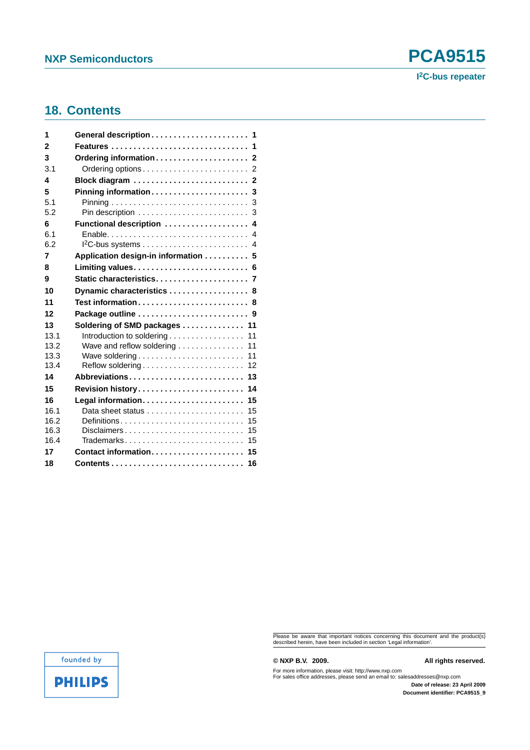## 18. Contents

| | | |
|---|---|---|
| **1** | **General description** | **1** |
| **2** | **Features** | **1** |
| **3** | **Ordering information** | **2** |
| 3.1 | Ordering options | 2 |
| **4** | **Block diagram** | **2** |
| **5** | **Pinning information** | **3** |
| 5.1 | Pinning | 3 |
| 5.2 | Pin description | 3 |
| **6** | **Functional description** | **4** |
| 6.1 | Enable | 4 |
| 6.2 | $I^2C$-bus systems | 4 |
| **7** | **Application design-in information** | **5** |
| **8** | **Limiting values** | **6** |
| **9** | **Static characteristics** | **7** |
| **10** | **Dynamic characteristics** | **8** |
| **11** | **Test information** | **8** |
| **12** | **Package outline** | **9** |
| **13** | **Soldering of SMD packages** | **11** |
| 13.1 | Introduction to soldering | 11 |
| 13.2 | Wave and reflow soldering | 11 |
| 13.3 | Wave soldering | 11 |
| 13.4 | Reflow soldering | 12 |
| **14** | **Abbreviations** | **13** |
| **15** | **Revision history** | **14** |
| **16** | **Legal information** | **15** |
| 16.1 | Data sheet status | 15 |
| 16.2 | Definitions | 15 |
| 16.3 | Disclaimers | 15 |
| 16.4 | Trademarks | 15 |
| **17** | **Contact information** | **15** |
| **18** | **Contents** | **16** |

Please be aware that important notices concerning this document and the product(s) described herein, have been included in section 'Legal information'.

**© NXP B.V. 2009.** **All rights reserved.**

For more information, please visit: http://www.nxp.com
For sales office addresses, please send an email to: salesaddresses@nxp.com

**Date of release: 23 April 2009**
**Document identifier: PCA9515_9**

founded by PHILIPS